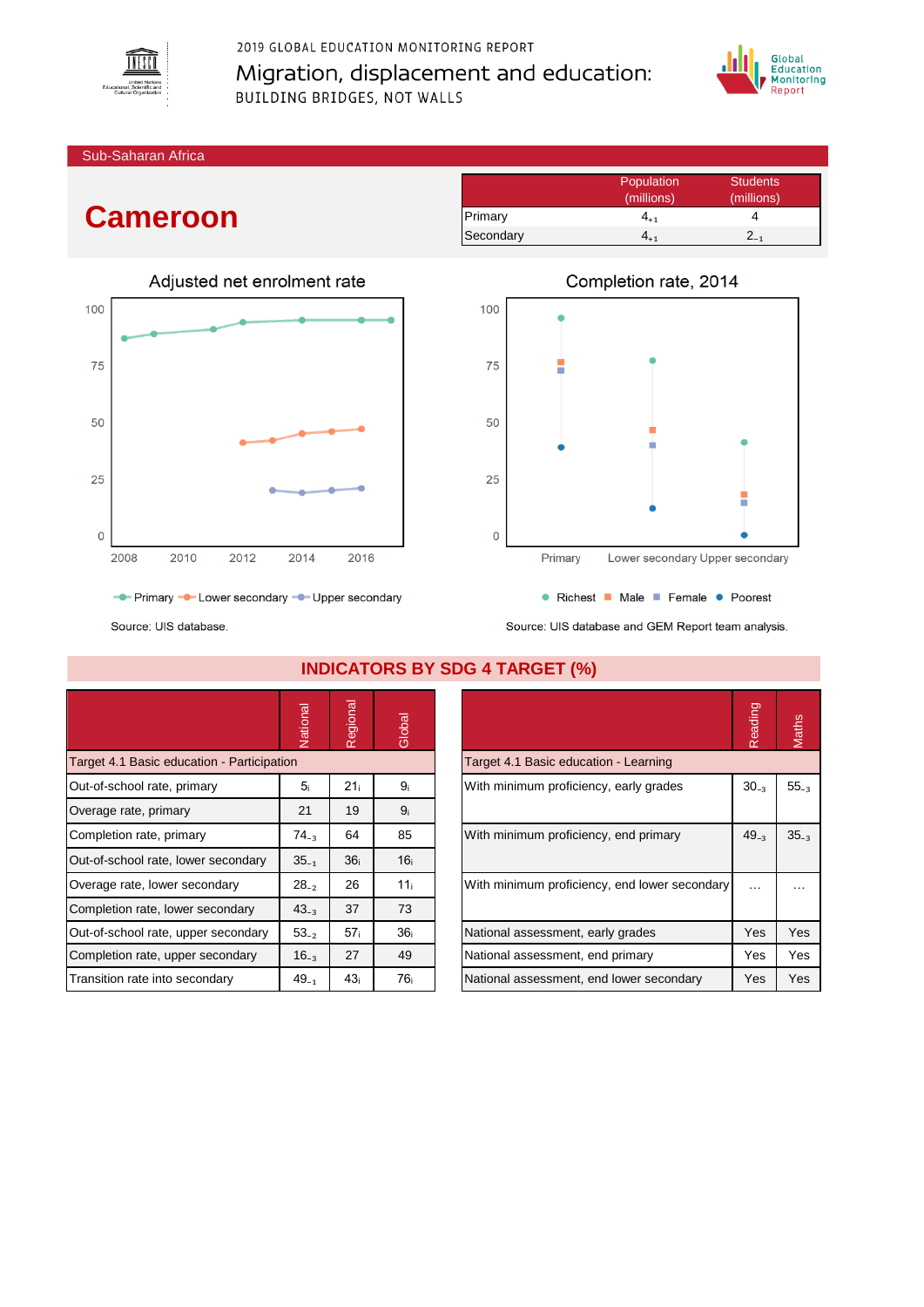2019 GLOBAL EDUCATION MONITORING REPORT

Migration, displacement and education:

BUILDING BRIDGES, NOT WALLS

Sub-Saharan Africa

# Cameroon

| | Population (millions) | Students (millions) |
|---|---|---|
| Primary | $4_{+1}$ | 4 |
| Secondary | $4_{+1}$ | $2_{-1}$ |

## Adjusted net enrolment rate

Primary, Lower secondary, Upper secondary

Source: UIS database.

## Completion rate, 2014

Richest, Male, Female, Poorest

Source: UIS database and GEM Report team analysis.

## INDICATORS BY SDG 4 TARGET (%)

| | National | Regional | Global |
|---|---|---|---|
| Target 4.1 Basic education - Participation | | | |
| Out-of-school rate, primary | $5_{i}$ | $21_{i}$ | $9_{i}$ |
| Overage rate, primary | 21 | 19 | $9_{i}$ |
| Completion rate, primary | $74_{-3}$ | 64 | 85 |
| Out-of-school rate, lower secondary | $35_{-1}$ | $36_{i}$ | $16_{i}$ |
| Overage rate, lower secondary | $28_{-2}$ | 26 | $11_{i}$ |
| Completion rate, lower secondary | $43_{-3}$ | 37 | 73 |
| Out-of-school rate, upper secondary | $53_{-2}$ | $57_{i}$ | $36_{i}$ |
| Completion rate, upper secondary | $16_{-3}$ | 27 | 49 |
| Transition rate into secondary | $49_{-1}$ | $43_{i}$ | $76_{i}$ |

| | Reading | Maths |
|---|---|---|
| Target 4.1 Basic education - Learning | | |
| With minimum proficiency, early grades | $30_{-3}$ | $55_{-3}$ |
| With minimum proficiency, end primary | $49_{-3}$ | $35_{-3}$ |
| With minimum proficiency, end lower secondary | … | … |
| National assessment, early grades | Yes | Yes |
| National assessment, end primary | Yes | Yes |
| National assessment, end lower secondary | Yes | Yes |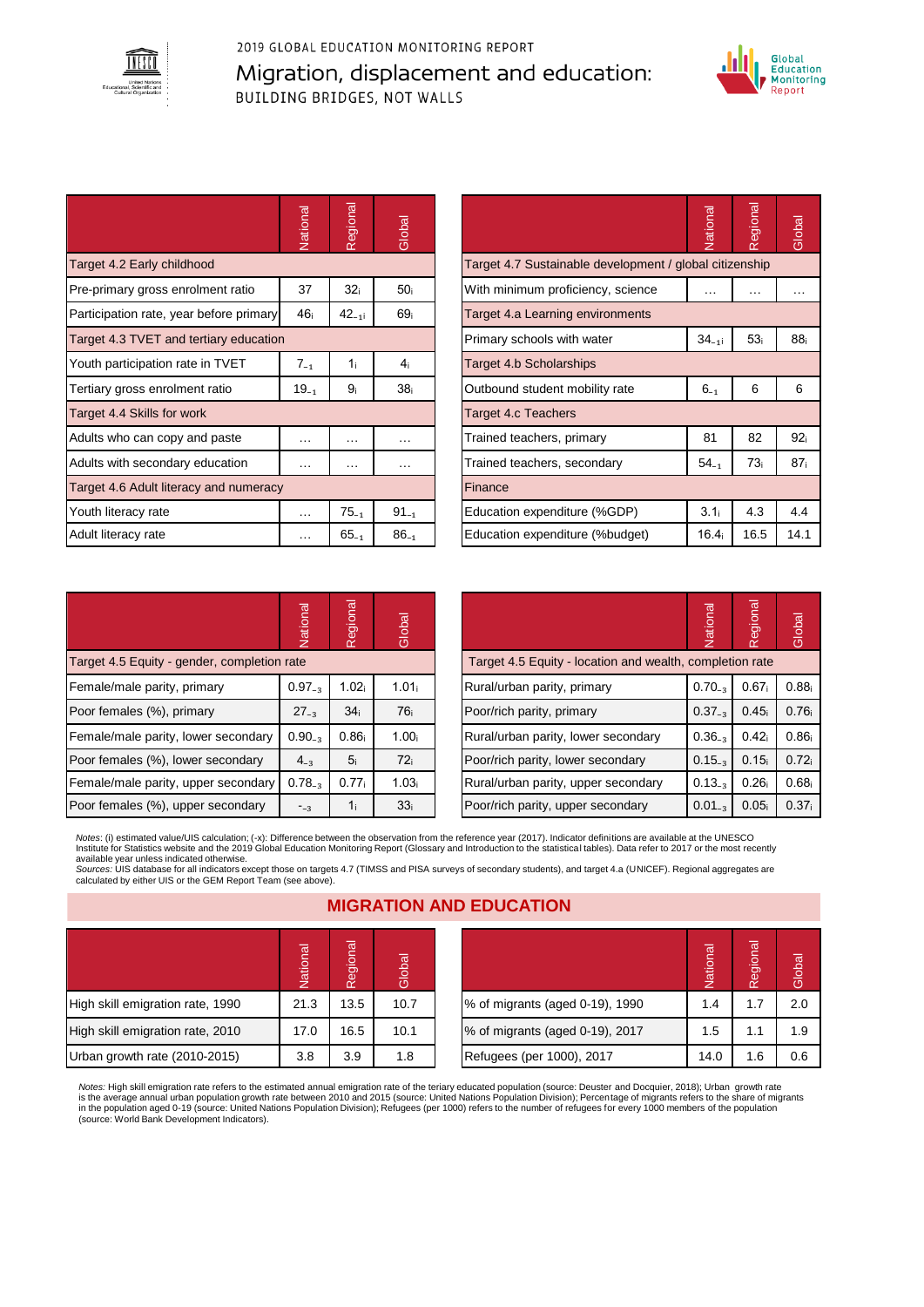2019 GLOBAL EDUCATION MONITORING REPORT

# Migration, displacement and education:

BUILDING BRIDGES, NOT WALLS

| | National | Regional | Global |
|---|---|---|---|
| **Target 4.2 Early childhood** | | | |
| Pre-primary gross enrolment ratio | 37 | $32_{i}$ | $50_{i}$ |
| Participation rate, year before primary | $46_{i}$ | $42_{-1i}$ | $69_{i}$ |
| **Target 4.3 TVET and tertiary education** | | | |
| Youth participation rate in TVET | $7_{-1}$ | $1_{i}$ | $4_{i}$ |
| Tertiary gross enrolment ratio | $19_{-1}$ | $9_{i}$ | $38_{i}$ |
| **Target 4.4 Skills for work** | | | |
| Adults who can copy and paste | … | … | … |
| Adults with secondary education | … | … | … |
| **Target 4.6 Adult literacy and numeracy** | | | |
| Youth literacy rate | … | $75_{-1}$ | $91_{-1}$ |
| Adult literacy rate | … | $65_{-1}$ | $86_{-1}$ |

| | National | Regional | Global |
|---|---|---|---|
| **Target 4.7 Sustainable development / global citizenship** | | | |
| With minimum proficiency, science | … | … | … |
| **Target 4.a Learning environments** | | | |
| Primary schools with water | $34_{-1i}$ | $53_{i}$ | $88_{i}$ |
| **Target 4.b Scholarships** | | | |
| Outbound student mobility rate | $6_{-1}$ | 6 | 6 |
| **Target 4.c Teachers** | | | |
| Trained teachers, primary | 81 | 82 | $92_{i}$ |
| Trained teachers, secondary | $54_{-1}$ | $73_{i}$ | $87_{i}$ |
| **Finance** | | | |
| Education expenditure (%GDP) | $3.1_{i}$ | 4.3 | 4.4 |
| Education expenditure (%budget) | $16.4_{i}$ | 16.5 | 14.1 |

| | National | Regional | Global |
|---|---|---|---|
| **Target 4.5 Equity - gender, completion rate** | | | |
| Female/male parity, primary | $0.97_{-3}$ | $1.02_{i}$ | $1.01_{i}$ |
| Poor females (%), primary | $27_{-3}$ | $34_{i}$ | $76_{i}$ |
| Female/male parity, lower secondary | $0.90_{-3}$ | $0.86_{i}$ | $1.00_{i}$ |
| Poor females (%), lower secondary | $4_{-3}$ | $5_{i}$ | $72_{i}$ |
| Female/male parity, upper secondary | $0.78_{-3}$ | $0.77_{i}$ | $1.03_{i}$ |
| Poor females (%), upper secondary | $-_{-3}$ | $1_{i}$ | $33_{i}$ |

| | National | Regional | Global |
|---|---|---|---|
| **Target 4.5 Equity - location and wealth, completion rate** | | | |
| Rural/urban parity, primary | $0.70_{-3}$ | $0.67_{i}$ | $0.88_{i}$ |
| Poor/rich parity, primary | $0.37_{-3}$ | $0.45_{i}$ | $0.76_{i}$ |
| Rural/urban parity, lower secondary | $0.36_{-3}$ | $0.42_{i}$ | $0.86_{i}$ |
| Poor/rich parity, lower secondary | $0.15_{-3}$ | $0.15_{i}$ | $0.72_{i}$ |
| Rural/urban parity, upper secondary | $0.13_{-3}$ | $0.26_{i}$ | $0.68_{i}$ |
| Poor/rich parity, upper secondary | $0.01_{-3}$ | $0.05_{i}$ | $0.37_{i}$ |

*Notes*: (i) estimated value/UIS calculation; (-x): Difference between the observation from the reference year (2017). Indicator definitions are available at the UNESCO Institute for Statistics website and the 2019 Global Education Monitoring Report (Glossary and Introduction to the statistical tables). Data refer to 2017 or the most recently available year unless indicated otherwise.
*Sources*: UIS database for all indicators except those on targets 4.7 (TIMSS and PISA surveys of secondary students), and target 4.a (UNICEF). Regional aggregates are calculated by either UIS or the GEM Report Team (see above).

## MIGRATION AND EDUCATION

| | National | Regional | Global |
|---|---|---|---|
| High skill emigration rate, 1990 | 21.3 | 13.5 | 10.7 |
| High skill emigration rate, 2010 | 17.0 | 16.5 | 10.1 |
| Urban growth rate (2010-2015) | 3.8 | 3.9 | 1.8 |

| | National | Regional | Global |
|---|---|---|---|
| % of migrants (aged 0-19), 1990 | 1.4 | 1.7 | 2.0 |
| % of migrants (aged 0-19), 2017 | 1.5 | 1.1 | 1.9 |
| Refugees (per 1000), 2017 | 14.0 | 1.6 | 0.6 |

*Notes:* High skill emigration rate refers to the estimated annual emigration rate of the teriary educated population (source: Deuster and Docquier, 2018); Urban growth rate is the average annual urban population growth rate between 2010 and 2015 (source: United Nations Population Division); Percentage of migrants refers to the share of migrants in the population aged 0-19 (source: United Nations Population Division); Refugees (per 1000) refers to the number of refugees for every 1000 members of the population (source: World Bank Development Indicators).